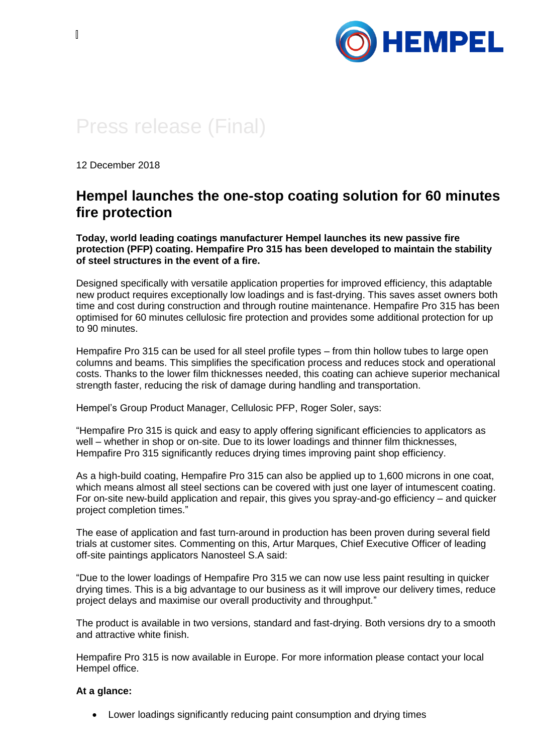Press release (Final)

12 December 2018

# Hempel launches the one-stop coating solution for 60 minutes fire protection

**Today, world leading coatings manufacturer Hempel launches its new passive fire protection (PFP) coating. Hempafire Pro 315 has been developed to maintain the stability of steel structures in the event of a fire.**

Designed specifically with versatile application properties for improved efficiency, this adaptable new product requires exceptionally low loadings and is fast-drying. This saves asset owners both time and cost during construction and through routine maintenance. Hempafire Pro 315 has been optimised for 60 minutes cellulosic fire protection and provides some additional protection for up to 90 minutes.

Hempafire Pro 315 can be used for all steel profile types – from thin hollow tubes to large open columns and beams. This simplifies the specification process and reduces stock and operational costs. Thanks to the lower film thicknesses needed, this coating can achieve superior mechanical strength faster, reducing the risk of damage during handling and transportation.

Hempel's Group Product Manager, Cellulosic PFP, Roger Soler, says:

"Hempafire Pro 315 is quick and easy to apply offering significant efficiencies to applicators as well – whether in shop or on-site. Due to its lower loadings and thinner film thicknesses, Hempafire Pro 315 significantly reduces drying times improving paint shop efficiency.

As a high-build coating, Hempafire Pro 315 can also be applied up to 1,600 microns in one coat, which means almost all steel sections can be covered with just one layer of intumescent coating. For on-site new-build application and repair, this gives you spray-and-go efficiency – and quicker project completion times."

The ease of application and fast turn-around in production has been proven during several field trials at customer sites. Commenting on this, Artur Marques, Chief Executive Officer of leading off-site paintings applicators Nanosteel S.A said:

"Due to the lower loadings of Hempafire Pro 315 we can now use less paint resulting in quicker drying times. This is a big advantage to our business as it will improve our delivery times, reduce project delays and maximise our overall productivity and throughput."

The product is available in two versions, standard and fast-drying. Both versions dry to a smooth and attractive white finish.

Hempafire Pro 315 is now available in Europe. For more information please contact your local Hempel office.

**At a glance:**

- Lower loadings significantly reducing paint consumption and drying times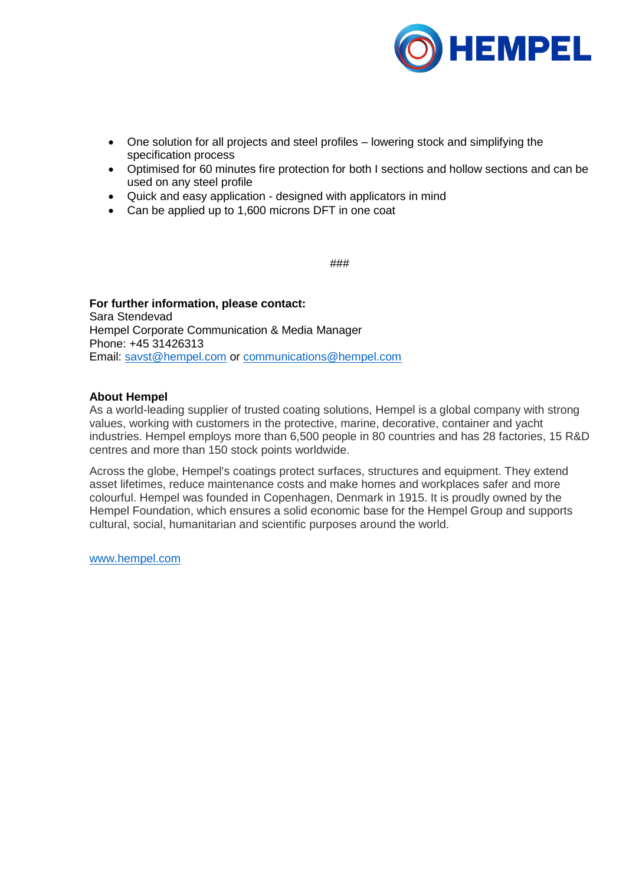- One solution for all projects and steel profiles – lowering stock and simplifying the specification process
- Optimised for 60 minutes fire protection for both I sections and hollow sections and can be used on any steel profile
- Quick and easy application - designed with applicators in mind
- Can be applied up to 1,600 microns DFT in one coat

###

**For further information, please contact:**
Sara Stendevad
Hempel Corporate Communication & Media Manager
Phone: +45 31426313
Email: savst@hempel.com or communications@hempel.com

**About Hempel**

As a world-leading supplier of trusted coating solutions, Hempel is a global company with strong values, working with customers in the protective, marine, decorative, container and yacht industries. Hempel employs more than 6,500 people in 80 countries and has 28 factories, 15 R&D centres and more than 150 stock points worldwide.

Across the globe, Hempel's coatings protect surfaces, structures and equipment. They extend asset lifetimes, reduce maintenance costs and make homes and workplaces safer and more colourful. Hempel was founded in Copenhagen, Denmark in 1915. It is proudly owned by the Hempel Foundation, which ensures a solid economic base for the Hempel Group and supports cultural, social, humanitarian and scientific purposes around the world.

www.hempel.com